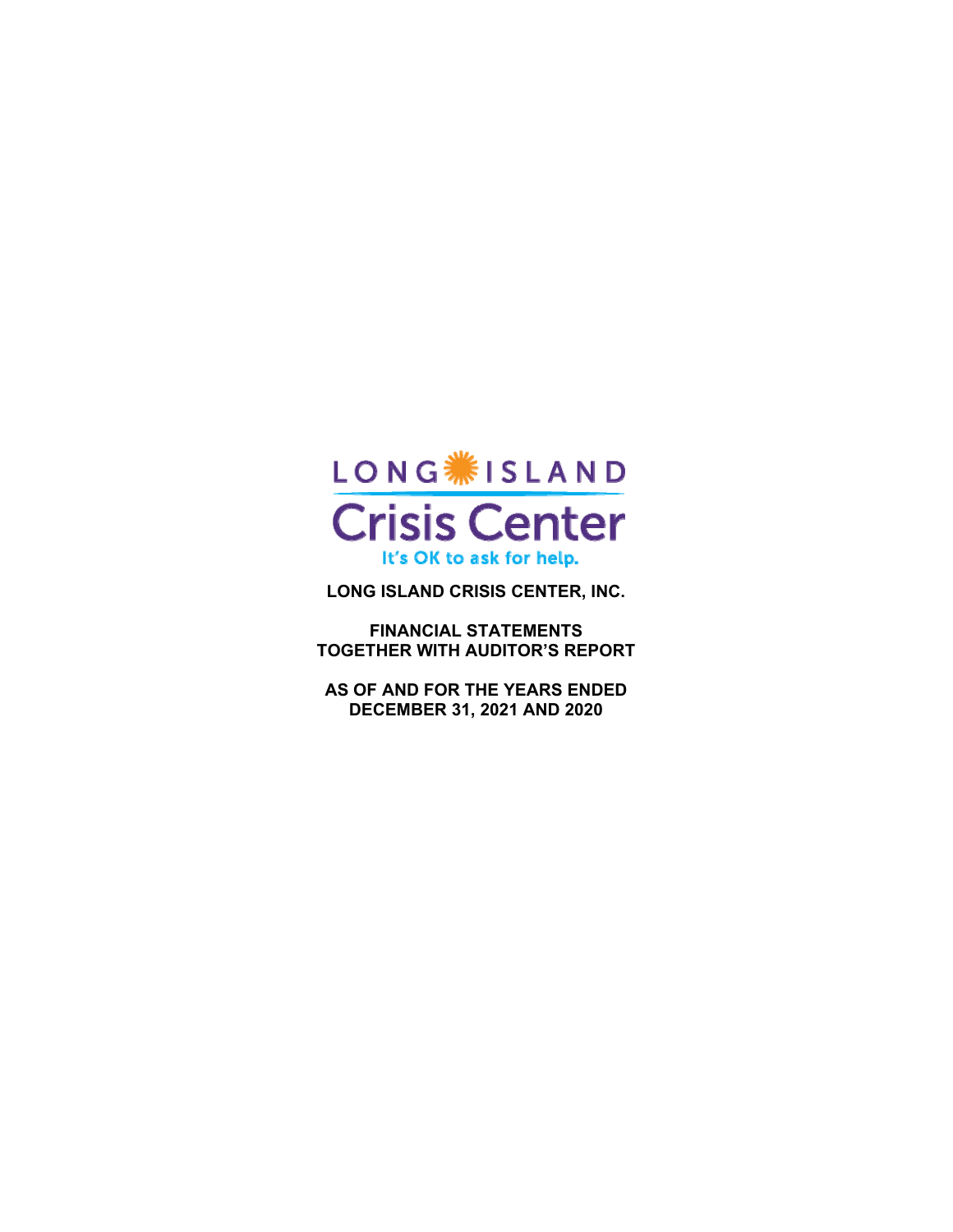LONG ISLAND

Crisis Center

It's OK to ask for help.

**LONG ISLAND CRISIS CENTER, INC.**

**FINANCIAL STATEMENTS**
**TOGETHER WITH AUDITOR'S REPORT**

**AS OF AND FOR THE YEARS ENDED**
**DECEMBER 31, 2021 AND 2020**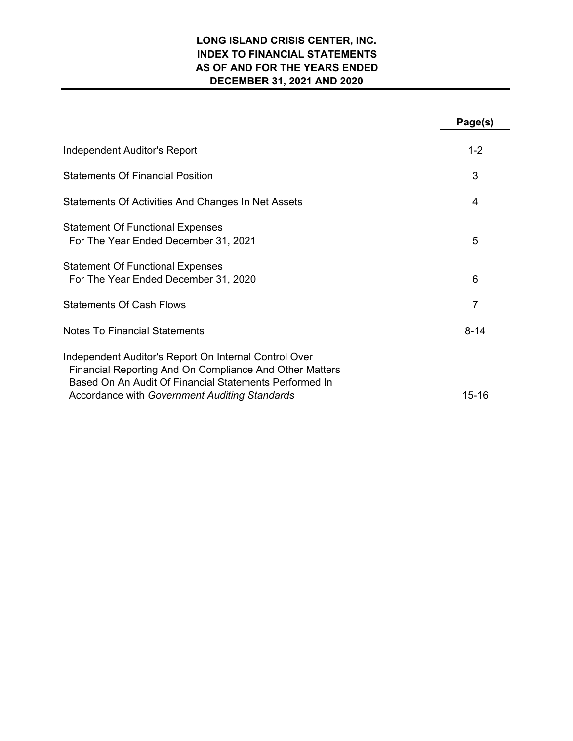# LONG ISLAND CRISIS CENTER, INC.
## INDEX TO FINANCIAL STATEMENTS
## AS OF AND FOR THE YEARS ENDED
## DECEMBER 31, 2021 AND 2020

| | **Page(s)** |
|---|---|
| Independent Auditor's Report | 1-2 |
| Statements Of Financial Position | 3 |
| Statements Of Activities And Changes In Net Assets | 4 |
| Statement Of Functional Expenses<br>For The Year Ended December 31, 2021 | 5 |
| Statement Of Functional Expenses<br>For The Year Ended December 31, 2020 | 6 |
| Statements Of Cash Flows | 7 |
| Notes To Financial Statements | 8-14 |
| Independent Auditor's Report On Internal Control Over Financial Reporting And On Compliance And Other Matters Based On An Audit Of Financial Statements Performed In Accordance with *Government Auditing Standards* | 15-16 |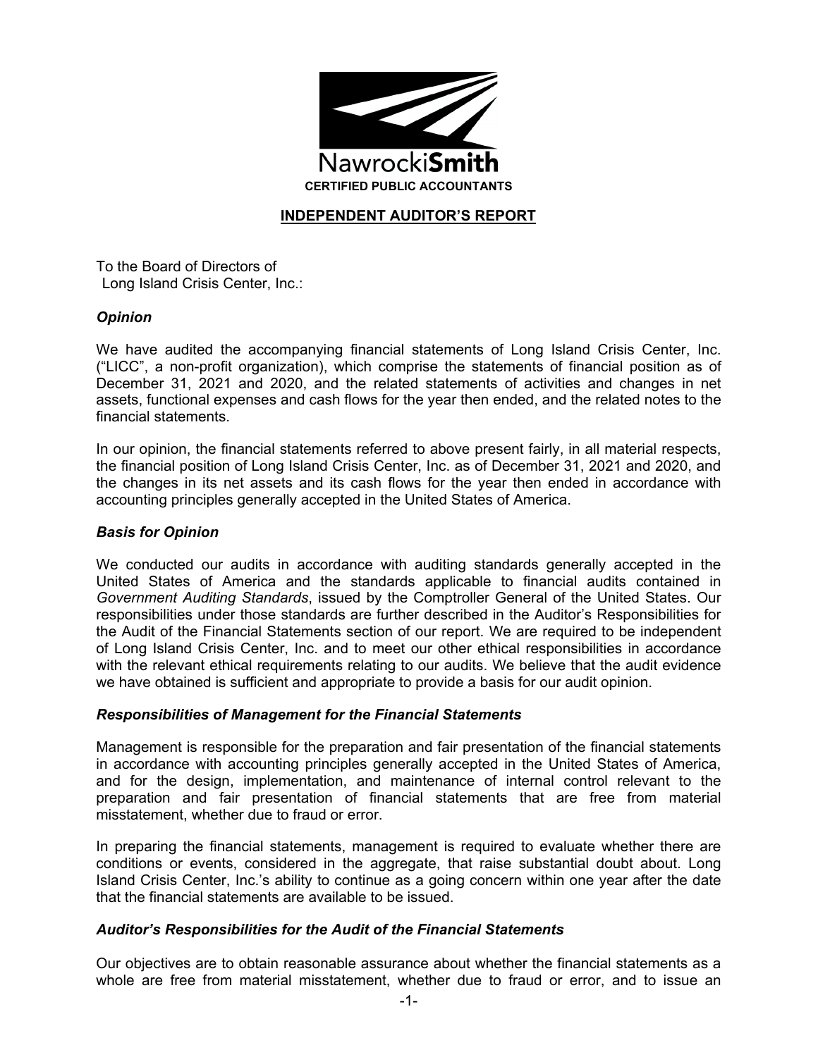NawrockiSmith

CERTIFIED PUBLIC ACCOUNTANTS

## INDEPENDENT AUDITOR'S REPORT

To the Board of Directors of
Long Island Crisis Center, Inc.:

### *Opinion*

We have audited the accompanying financial statements of Long Island Crisis Center, Inc. ("LICC", a non-profit organization), which comprise the statements of financial position as of December 31, 2021 and 2020, and the related statements of activities and changes in net assets, functional expenses and cash flows for the year then ended, and the related notes to the financial statements.

In our opinion, the financial statements referred to above present fairly, in all material respects, the financial position of Long Island Crisis Center, Inc. as of December 31, 2021 and 2020, and the changes in its net assets and its cash flows for the year then ended in accordance with accounting principles generally accepted in the United States of America.

### *Basis for Opinion*

We conducted our audits in accordance with auditing standards generally accepted in the United States of America and the standards applicable to financial audits contained in *Government Auditing Standards*, issued by the Comptroller General of the United States. Our responsibilities under those standards are further described in the Auditor's Responsibilities for the Audit of the Financial Statements section of our report. We are required to be independent of Long Island Crisis Center, Inc. and to meet our other ethical responsibilities in accordance with the relevant ethical requirements relating to our audits. We believe that the audit evidence we have obtained is sufficient and appropriate to provide a basis for our audit opinion.

### *Responsibilities of Management for the Financial Statements*

Management is responsible for the preparation and fair presentation of the financial statements in accordance with accounting principles generally accepted in the United States of America, and for the design, implementation, and maintenance of internal control relevant to the preparation and fair presentation of financial statements that are free from material misstatement, whether due to fraud or error.

In preparing the financial statements, management is required to evaluate whether there are conditions or events, considered in the aggregate, that raise substantial doubt about. Long Island Crisis Center, Inc.'s ability to continue as a going concern within one year after the date that the financial statements are available to be issued.

### *Auditor's Responsibilities for the Audit of the Financial Statements*

Our objectives are to obtain reasonable assurance about whether the financial statements as a whole are free from material misstatement, whether due to fraud or error, and to issue an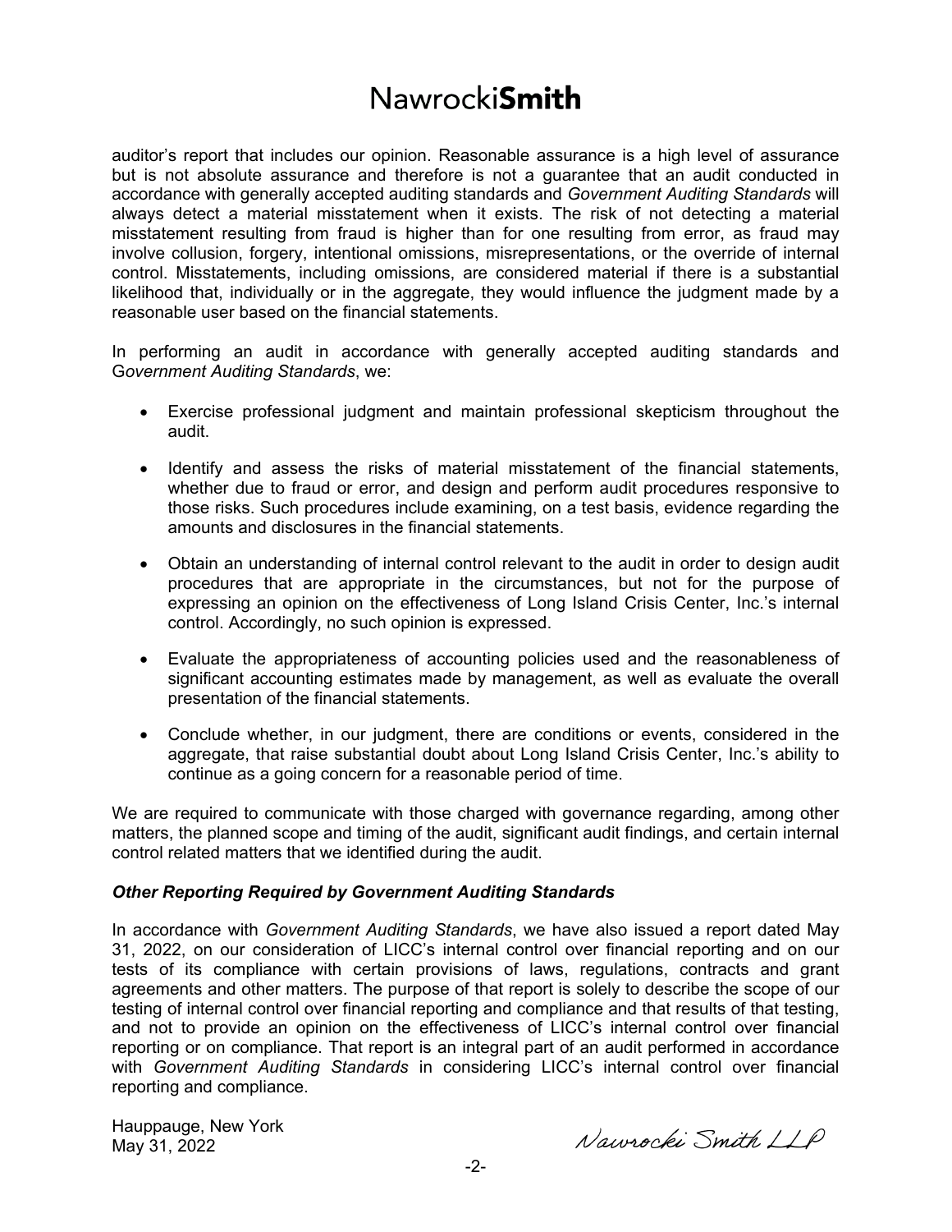auditor's report that includes our opinion. Reasonable assurance is a high level of assurance but is not absolute assurance and therefore is not a guarantee that an audit conducted in accordance with generally accepted auditing standards and *Government Auditing Standards* will always detect a material misstatement when it exists. The risk of not detecting a material misstatement resulting from fraud is higher than for one resulting from error, as fraud may involve collusion, forgery, intentional omissions, misrepresentations, or the override of internal control. Misstatements, including omissions, are considered material if there is a substantial likelihood that, individually or in the aggregate, they would influence the judgment made by a reasonable user based on the financial statements.

In performing an audit in accordance with generally accepted auditing standards and G*overnment Auditing Standards*, we:

- Exercise professional judgment and maintain professional skepticism throughout the audit.
- Identify and assess the risks of material misstatement of the financial statements, whether due to fraud or error, and design and perform audit procedures responsive to those risks. Such procedures include examining, on a test basis, evidence regarding the amounts and disclosures in the financial statements.
- Obtain an understanding of internal control relevant to the audit in order to design audit procedures that are appropriate in the circumstances, but not for the purpose of expressing an opinion on the effectiveness of Long Island Crisis Center, Inc.'s internal control. Accordingly, no such opinion is expressed.
- Evaluate the appropriateness of accounting policies used and the reasonableness of significant accounting estimates made by management, as well as evaluate the overall presentation of the financial statements.
- Conclude whether, in our judgment, there are conditions or events, considered in the aggregate, that raise substantial doubt about Long Island Crisis Center, Inc.'s ability to continue as a going concern for a reasonable period of time.

We are required to communicate with those charged with governance regarding, among other matters, the planned scope and timing of the audit, significant audit findings, and certain internal control related matters that we identified during the audit.

***Other Reporting Required by Government Auditing Standards***

In accordance with *Government Auditing Standards*, we have also issued a report dated May 31, 2022, on our consideration of LICC's internal control over financial reporting and on our tests of its compliance with certain provisions of laws, regulations, contracts and grant agreements and other matters. The purpose of that report is solely to describe the scope of our testing of internal control over financial reporting and compliance and that results of that testing, and not to provide an opinion on the effectiveness of LICC's internal control over financial reporting or on compliance. That report is an integral part of an audit performed in accordance with *Government Auditing Standards* in considering LICC's internal control over financial reporting and compliance.

Hauppauge, New York
May 31, 2022

Nawrocki Smith LLP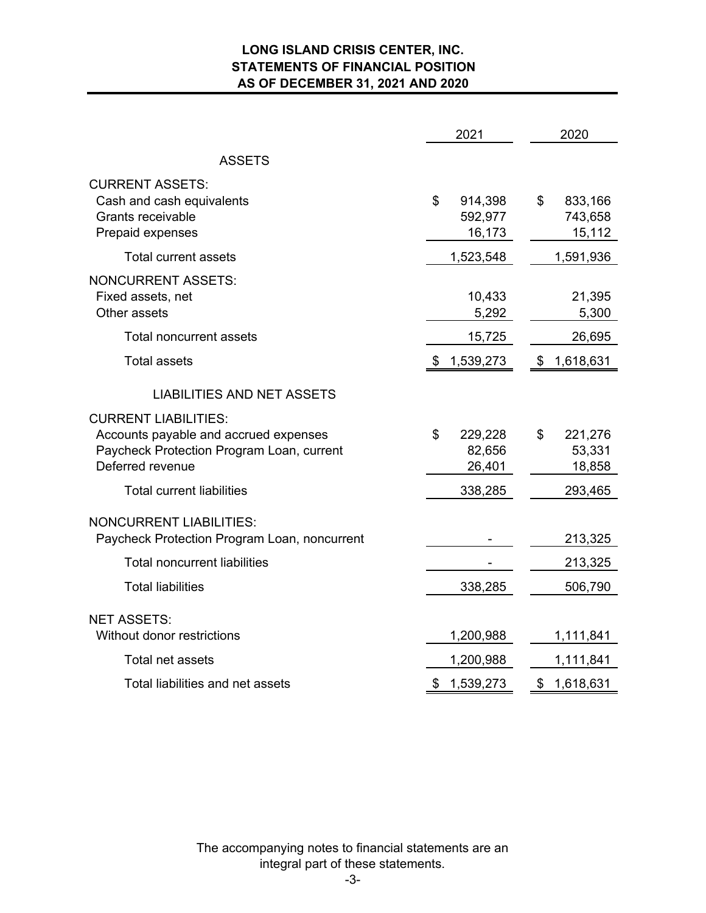# LONG ISLAND CRISIS CENTER, INC.
## STATEMENTS OF FINANCIAL POSITION
## AS OF DECEMBER 31, 2021 AND 2020

| | 2021 | 2020 |
|---|---|---|
| **ASSETS** | | |
| CURRENT ASSETS: | | |
| Cash and cash equivalents | $ 914,398 | $ 833,166 |
| Grants receivable | 592,977 | 743,658 |
| Prepaid expenses | 16,173 | 15,112 |
| Total current assets | 1,523,548 | 1,591,936 |
| NONCURRENT ASSETS: | | |
| Fixed assets, net | 10,433 | 21,395 |
| Other assets | 5,292 | 5,300 |
| Total noncurrent assets | 15,725 | 26,695 |
| Total assets | $ 1,539,273 | $ 1,618,631 |
| **LIABILITIES AND NET ASSETS** | | |
| CURRENT LIABILITIES: | | |
| Accounts payable and accrued expenses | $ 229,228 | $ 221,276 |
| Paycheck Protection Program Loan, current | 82,656 | 53,331 |
| Deferred revenue | 26,401 | 18,858 |
| Total current liabilities | 338,285 | 293,465 |
| NONCURRENT LIABILITIES: | | |
| Paycheck Protection Program Loan, noncurrent | - | 213,325 |
| Total noncurrent liabilities | - | 213,325 |
| Total liabilities | 338,285 | 506,790 |
| NET ASSETS: | | |
| Without donor restrictions | 1,200,988 | 1,111,841 |
| Total net assets | 1,200,988 | 1,111,841 |
| Total liabilities and net assets | $ 1,539,273 | $ 1,618,631 |

The accompanying notes to financial statements are an integral part of these statements.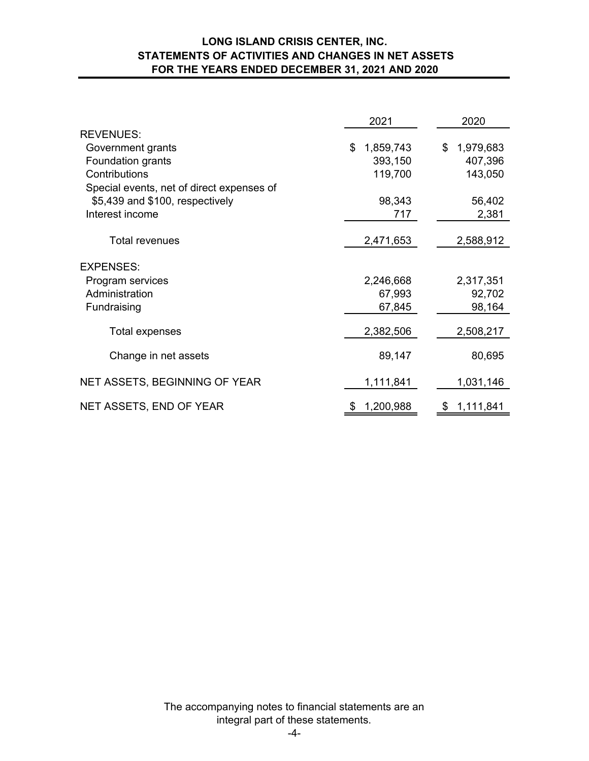**LONG ISLAND CRISIS CENTER, INC.**
**STATEMENTS OF ACTIVITIES AND CHANGES IN NET ASSETS**
**FOR THE YEARS ENDED DECEMBER 31, 2021 AND 2020**

| | 2021 | 2020 |
|---|---|---|
| REVENUES: | | |
| Government grants | $ 1,859,743 | $ 1,979,683 |
| Foundation grants | 393,150 | 407,396 |
| Contributions | 119,700 | 143,050 |
| Special events, net of direct expenses of $5,439 and $100, respectively | 98,343 | 56,402 |
| Interest income | 717 | 2,381 |
| Total revenues | 2,471,653 | 2,588,912 |
| EXPENSES: | | |
| Program services | 2,246,668 | 2,317,351 |
| Administration | 67,993 | 92,702 |
| Fundraising | 67,845 | 98,164 |
| Total expenses | 2,382,506 | 2,508,217 |
| Change in net assets | 89,147 | 80,695 |
| NET ASSETS, BEGINNING OF YEAR | 1,111,841 | 1,031,146 |
| NET ASSETS, END OF YEAR | $ 1,200,988 | $ 1,111,841 |

The accompanying notes to financial statements are an integral part of these statements.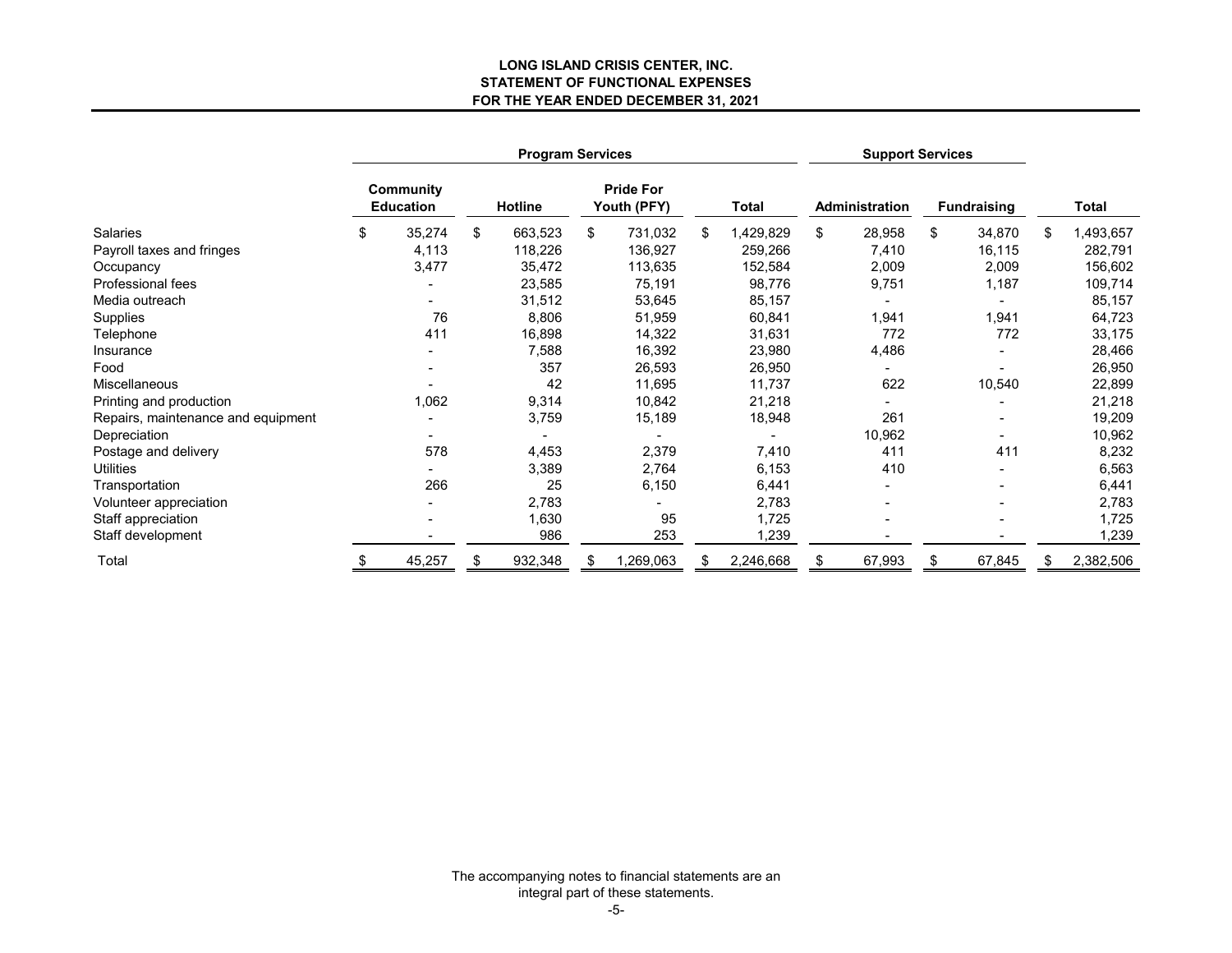**LONG ISLAND CRISIS CENTER, INC.**
**STATEMENT OF FUNCTIONAL EXPENSES**
**FOR THE YEAR ENDED DECEMBER 31, 2021**

| | Program Services | | | | Support Services | | |
|---|---|---|---|---|---|---|---|
| | Community Education | Hotline | Pride For Youth (PFY) | Total | Administration | Fundraising | Total |
| Salaries | $ 35,274 | $ 663,523 | $ 731,032 | $ 1,429,829 | $ 28,958 | $ 34,870 | $ 1,493,657 |
| Payroll taxes and fringes | 4,113 | 118,226 | 136,927 | 259,266 | 7,410 | 16,115 | 282,791 |
| Occupancy | 3,477 | 35,472 | 113,635 | 152,584 | 2,009 | 2,009 | 156,602 |
| Professional fees | - | 23,585 | 75,191 | 98,776 | 9,751 | 1,187 | 109,714 |
| Media outreach | - | 31,512 | 53,645 | 85,157 | - | - | 85,157 |
| Supplies | 76 | 8,806 | 51,959 | 60,841 | 1,941 | 1,941 | 64,723 |
| Telephone | 411 | 16,898 | 14,322 | 31,631 | 772 | 772 | 33,175 |
| Insurance | - | 7,588 | 16,392 | 23,980 | 4,486 | - | 28,466 |
| Food | - | 357 | 26,593 | 26,950 | - | - | 26,950 |
| Miscellaneous | - | 42 | 11,695 | 11,737 | 622 | 10,540 | 22,899 |
| Printing and production | 1,062 | 9,314 | 10,842 | 21,218 | - | - | 21,218 |
| Repairs, maintenance and equipment | - | 3,759 | 15,189 | 18,948 | 261 | - | 19,209 |
| Depreciation | - | - | - | - | 10,962 | - | 10,962 |
| Postage and delivery | 578 | 4,453 | 2,379 | 7,410 | 411 | 411 | 8,232 |
| Utilities | - | 3,389 | 2,764 | 6,153 | 410 | - | 6,563 |
| Transportation | 266 | 25 | 6,150 | 6,441 | - | - | 6,441 |
| Volunteer appreciation | - | 2,783 | - | 2,783 | - | - | 2,783 |
| Staff appreciation | - | 1,630 | 95 | 1,725 | - | - | 1,725 |
| Staff development | - | 986 | 253 | 1,239 | - | - | 1,239 |
| Total | $ 45,257 | $ 932,348 | $ 1,269,063 | $ 2,246,668 | $ 67,993 | $ 67,845 | $ 2,382,506 |

The accompanying notes to financial statements are an integral part of these statements.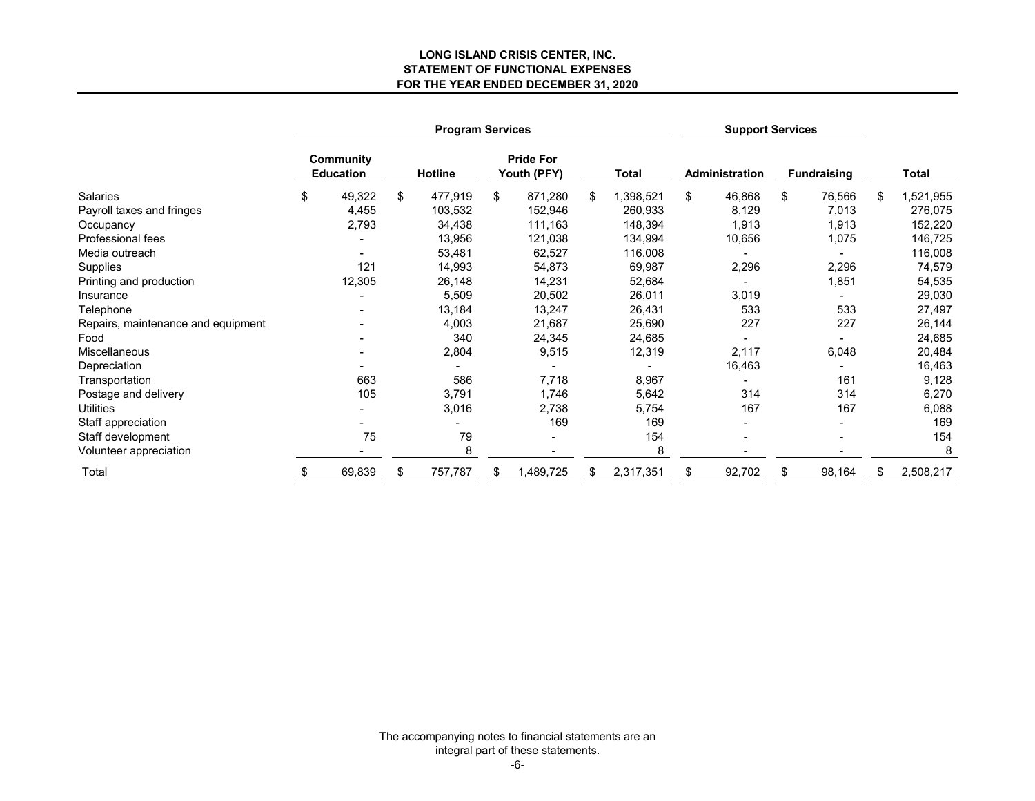**LONG ISLAND CRISIS CENTER, INC.**
**STATEMENT OF FUNCTIONAL EXPENSES**
**FOR THE YEAR ENDED DECEMBER 31, 2020**

| | Program Services | | | | Support Services | | |
|---|---|---|---|---|---|---|---|
| | Community Education | Hotline | Pride For Youth (PFY) | Total | Administration | Fundraising | Total |
| Salaries | $ 49,322 | $ 477,919 | $ 871,280 | $ 1,398,521 | $ 46,868 | $ 76,566 | $ 1,521,955 |
| Payroll taxes and fringes | 4,455 | 103,532 | 152,946 | 260,933 | 8,129 | 7,013 | 276,075 |
| Occupancy | 2,793 | 34,438 | 111,163 | 148,394 | 1,913 | 1,913 | 152,220 |
| Professional fees | - | 13,956 | 121,038 | 134,994 | 10,656 | 1,075 | 146,725 |
| Media outreach | - | 53,481 | 62,527 | 116,008 | - | - | 116,008 |
| Supplies | 121 | 14,993 | 54,873 | 69,987 | 2,296 | 2,296 | 74,579 |
| Printing and production | 12,305 | 26,148 | 14,231 | 52,684 | - | 1,851 | 54,535 |
| Insurance | - | 5,509 | 20,502 | 26,011 | 3,019 | - | 29,030 |
| Telephone | - | 13,184 | 13,247 | 26,431 | 533 | 533 | 27,497 |
| Repairs, maintenance and equipment | - | 4,003 | 21,687 | 25,690 | 227 | 227 | 26,144 |
| Food | - | 340 | 24,345 | 24,685 | - | - | 24,685 |
| Miscellaneous | - | 2,804 | 9,515 | 12,319 | 2,117 | 6,048 | 20,484 |
| Depreciation | - | - | - | - | 16,463 | - | 16,463 |
| Transportation | 663 | 586 | 7,718 | 8,967 | - | 161 | 9,128 |
| Postage and delivery | 105 | 3,791 | 1,746 | 5,642 | 314 | 314 | 6,270 |
| Utilities | - | 3,016 | 2,738 | 5,754 | 167 | 167 | 6,088 |
| Staff appreciation | - | - | 169 | 169 | - | - | 169 |
| Staff development | 75 | 79 | - | 154 | - | - | 154 |
| Volunteer appreciation | - | 8 | - | 8 | - | - | 8 |
| Total | $ 69,839 | $ 757,787 | $ 1,489,725 | $ 2,317,351 | $ 92,702 | $ 98,164 | $ 2,508,217 |

The accompanying notes to financial statements are an integral part of these statements.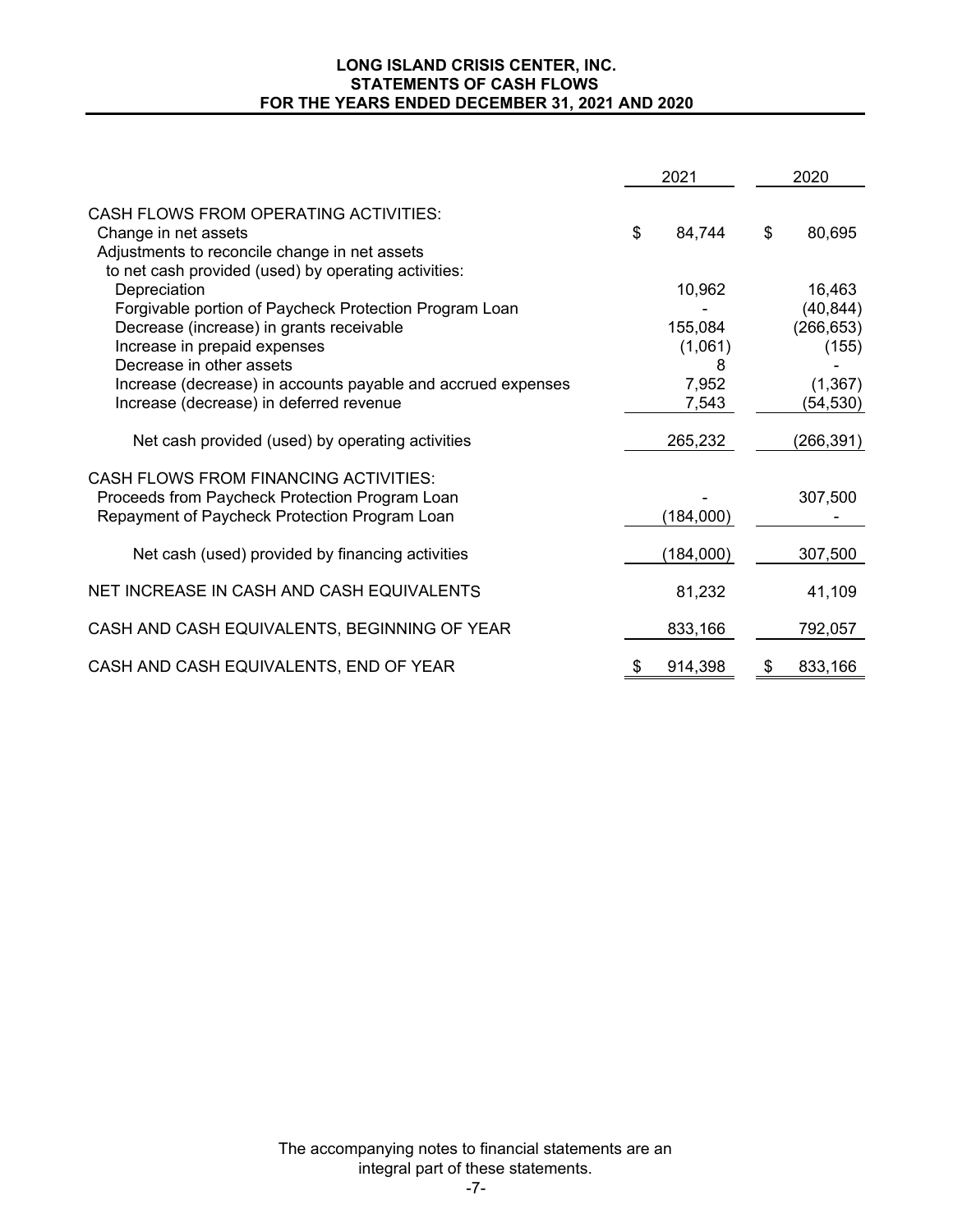# LONG ISLAND CRISIS CENTER, INC.
## STATEMENTS OF CASH FLOWS
## FOR THE YEARS ENDED DECEMBER 31, 2021 AND 2020

| | 2021 | 2020 |
|---|---|---|
| CASH FLOWS FROM OPERATING ACTIVITIES: | | |
| Change in net assets | $ 84,744 | $ 80,695 |
| Adjustments to reconcile change in net assets to net cash provided (used) by operating activities: | | |
| Depreciation | 10,962 | 16,463 |
| Forgivable portion of Paycheck Protection Program Loan | - | (40,844) |
| Decrease (increase) in grants receivable | 155,084 | (266,653) |
| Increase in prepaid expenses | (1,061) | (155) |
| Decrease in other assets | 8 | - |
| Increase (decrease) in accounts payable and accrued expenses | 7,952 | (1,367) |
| Increase (decrease) in deferred revenue | 7,543 | (54,530) |
| Net cash provided (used) by operating activities | 265,232 | (266,391) |
| CASH FLOWS FROM FINANCING ACTIVITIES: | | |
| Proceeds from Paycheck Protection Program Loan | - | 307,500 |
| Repayment of Paycheck Protection Program Loan | (184,000) | - |
| Net cash (used) provided by financing activities | (184,000) | 307,500 |
| NET INCREASE IN CASH AND CASH EQUIVALENTS | 81,232 | 41,109 |
| CASH AND CASH EQUIVALENTS, BEGINNING OF YEAR | 833,166 | 792,057 |
| CASH AND CASH EQUIVALENTS, END OF YEAR | $ 914,398 | $ 833,166 |

The accompanying notes to financial statements are an integral part of these statements.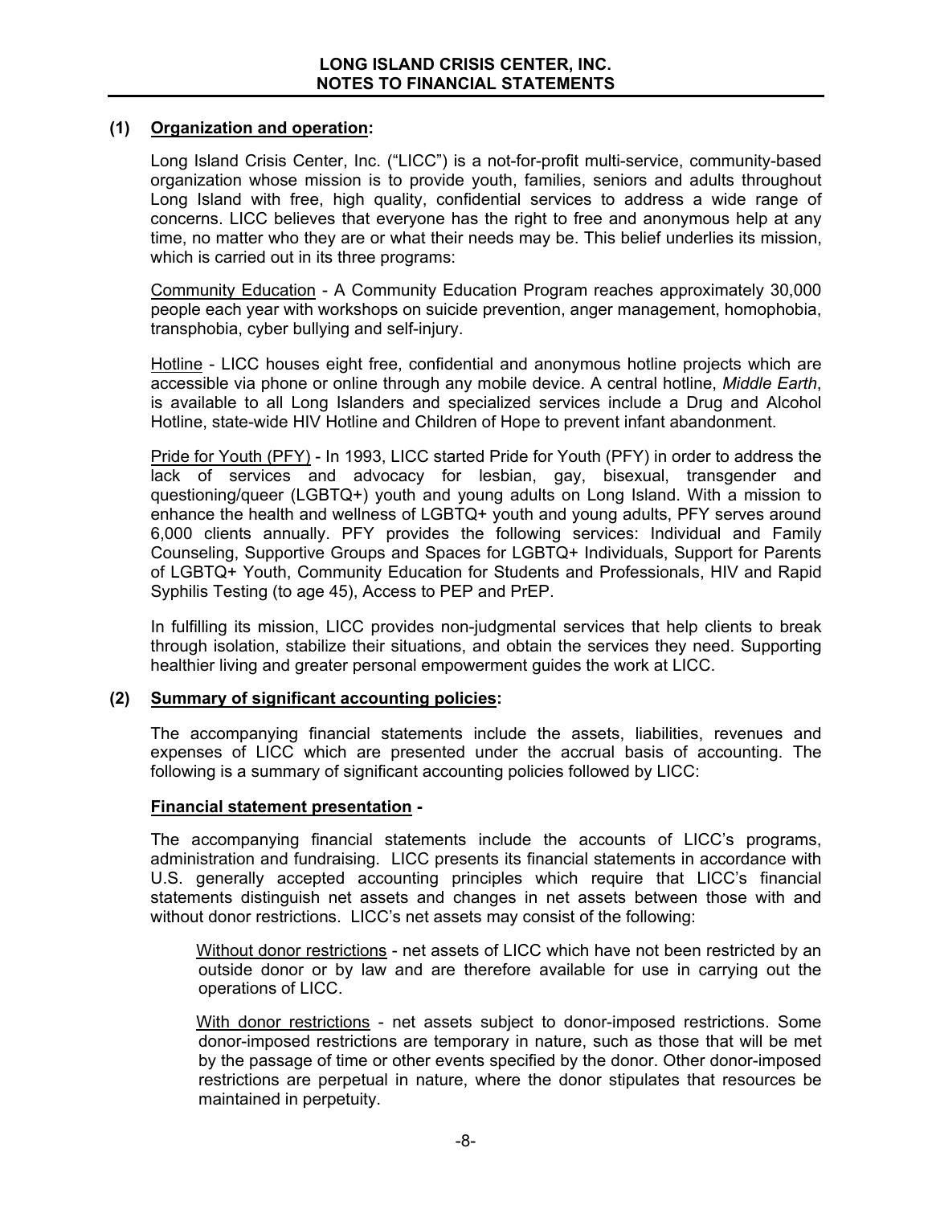# LONG ISLAND CRISIS CENTER, INC.
## NOTES TO FINANCIAL STATEMENTS

### (1) Organization and operation:

Long Island Crisis Center, Inc. ("LICC") is a not-for-profit multi-service, community-based organization whose mission is to provide youth, families, seniors and adults throughout Long Island with free, high quality, confidential services to address a wide range of concerns. LICC believes that everyone has the right to free and anonymous help at any time, no matter who they are or what their needs may be. This belief underlies its mission, which is carried out in its three programs:

Community Education - A Community Education Program reaches approximately 30,000 people each year with workshops on suicide prevention, anger management, homophobia, transphobia, cyber bullying and self-injury.

Hotline - LICC houses eight free, confidential and anonymous hotline projects which are accessible via phone or online through any mobile device. A central hotline, *Middle Earth*, is available to all Long Islanders and specialized services include a Drug and Alcohol Hotline, state-wide HIV Hotline and Children of Hope to prevent infant abandonment.

Pride for Youth (PFY) - In 1993, LICC started Pride for Youth (PFY) in order to address the lack of services and advocacy for lesbian, gay, bisexual, transgender and questioning/queer (LGBTQ+) youth and young adults on Long Island. With a mission to enhance the health and wellness of LGBTQ+ youth and young adults, PFY serves around 6,000 clients annually. PFY provides the following services: Individual and Family Counseling, Supportive Groups and Spaces for LGBTQ+ Individuals, Support for Parents of LGBTQ+ Youth, Community Education for Students and Professionals, HIV and Rapid Syphilis Testing (to age 45), Access to PEP and PrEP.

In fulfilling its mission, LICC provides non-judgmental services that help clients to break through isolation, stabilize their situations, and obtain the services they need. Supporting healthier living and greater personal empowerment guides the work at LICC.

### (2) Summary of significant accounting policies:

The accompanying financial statements include the assets, liabilities, revenues and expenses of LICC which are presented under the accrual basis of accounting. The following is a summary of significant accounting policies followed by LICC:

**Financial statement presentation -**

The accompanying financial statements include the accounts of LICC's programs, administration and fundraising. LICC presents its financial statements in accordance with U.S. generally accepted accounting principles which require that LICC's financial statements distinguish net assets and changes in net assets between those with and without donor restrictions. LICC's net assets may consist of the following:

Without donor restrictions - net assets of LICC which have not been restricted by an outside donor or by law and are therefore available for use in carrying out the operations of LICC.

With donor restrictions - net assets subject to donor-imposed restrictions. Some donor-imposed restrictions are temporary in nature, such as those that will be met by the passage of time or other events specified by the donor. Other donor-imposed restrictions are perpetual in nature, where the donor stipulates that resources be maintained in perpetuity.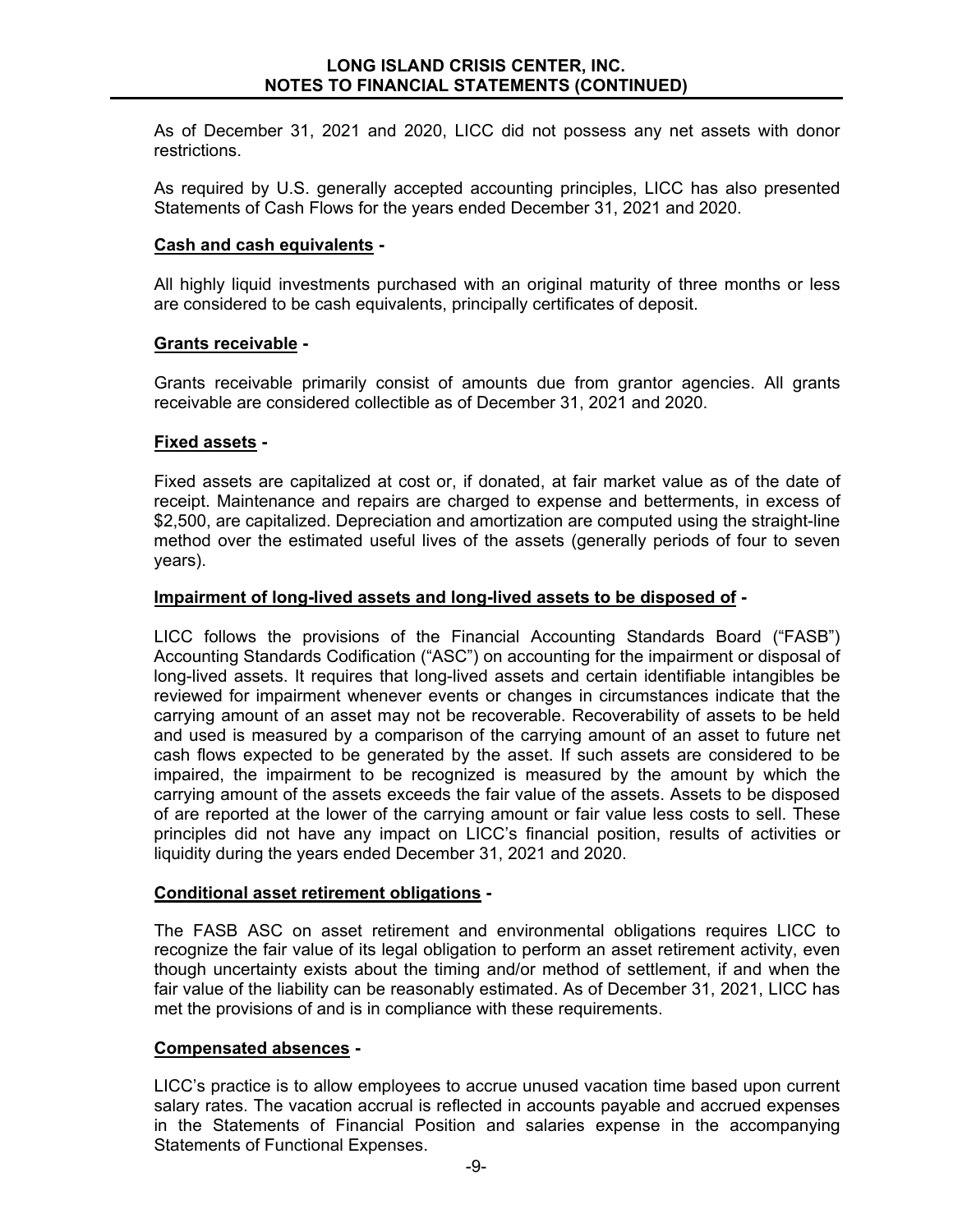As of December 31, 2021 and 2020, LICC did not possess any net assets with donor restrictions.

As required by U.S. generally accepted accounting principles, LICC has also presented Statements of Cash Flows for the years ended December 31, 2021 and 2020.

**Cash and cash equivalents -**

All highly liquid investments purchased with an original maturity of three months or less are considered to be cash equivalents, principally certificates of deposit.

**Grants receivable -**

Grants receivable primarily consist of amounts due from grantor agencies. All grants receivable are considered collectible as of December 31, 2021 and 2020.

**Fixed assets -**

Fixed assets are capitalized at cost or, if donated, at fair market value as of the date of receipt. Maintenance and repairs are charged to expense and betterments, in excess of $2,500, are capitalized. Depreciation and amortization are computed using the straight-line method over the estimated useful lives of the assets (generally periods of four to seven years).

**Impairment of long-lived assets and long-lived assets to be disposed of -**

LICC follows the provisions of the Financial Accounting Standards Board ("FASB") Accounting Standards Codification ("ASC") on accounting for the impairment or disposal of long-lived assets. It requires that long-lived assets and certain identifiable intangibles be reviewed for impairment whenever events or changes in circumstances indicate that the carrying amount of an asset may not be recoverable. Recoverability of assets to be held and used is measured by a comparison of the carrying amount of an asset to future net cash flows expected to be generated by the asset. If such assets are considered to be impaired, the impairment to be recognized is measured by the amount by which the carrying amount of the assets exceeds the fair value of the assets. Assets to be disposed of are reported at the lower of the carrying amount or fair value less costs to sell. These principles did not have any impact on LICC's financial position, results of activities or liquidity during the years ended December 31, 2021 and 2020.

**Conditional asset retirement obligations -**

The FASB ASC on asset retirement and environmental obligations requires LICC to recognize the fair value of its legal obligation to perform an asset retirement activity, even though uncertainty exists about the timing and/or method of settlement, if and when the fair value of the liability can be reasonably estimated. As of December 31, 2021, LICC has met the provisions of and is in compliance with these requirements.

**Compensated absences -**

LICC's practice is to allow employees to accrue unused vacation time based upon current salary rates. The vacation accrual is reflected in accounts payable and accrued expenses in the Statements of Financial Position and salaries expense in the accompanying Statements of Functional Expenses.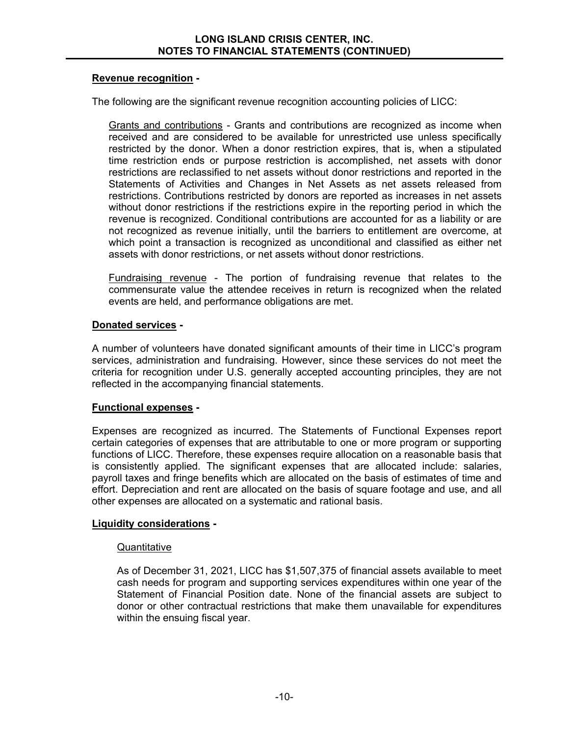**Revenue recognition -**

The following are the significant revenue recognition accounting policies of LICC:

Grants and contributions - Grants and contributions are recognized as income when received and are considered to be available for unrestricted use unless specifically restricted by the donor. When a donor restriction expires, that is, when a stipulated time restriction ends or purpose restriction is accomplished, net assets with donor restrictions are reclassified to net assets without donor restrictions and reported in the Statements of Activities and Changes in Net Assets as net assets released from restrictions. Contributions restricted by donors are reported as increases in net assets without donor restrictions if the restrictions expire in the reporting period in which the revenue is recognized. Conditional contributions are accounted for as a liability or are not recognized as revenue initially, until the barriers to entitlement are overcome, at which point a transaction is recognized as unconditional and classified as either net assets with donor restrictions, or net assets without donor restrictions.

Fundraising revenue - The portion of fundraising revenue that relates to the commensurate value the attendee receives in return is recognized when the related events are held, and performance obligations are met.

**Donated services -**

A number of volunteers have donated significant amounts of their time in LICC's program services, administration and fundraising. However, since these services do not meet the criteria for recognition under U.S. generally accepted accounting principles, they are not reflected in the accompanying financial statements.

**Functional expenses -**

Expenses are recognized as incurred. The Statements of Functional Expenses report certain categories of expenses that are attributable to one or more program or supporting functions of LICC. Therefore, these expenses require allocation on a reasonable basis that is consistently applied. The significant expenses that are allocated include: salaries, payroll taxes and fringe benefits which are allocated on the basis of estimates of time and effort. Depreciation and rent are allocated on the basis of square footage and use, and all other expenses are allocated on a systematic and rational basis.

**Liquidity considerations -**

Quantitative

As of December 31, 2021, LICC has $1,507,375 of financial assets available to meet cash needs for program and supporting services expenditures within one year of the Statement of Financial Position date. None of the financial assets are subject to donor or other contractual restrictions that make them unavailable for expenditures within the ensuing fiscal year.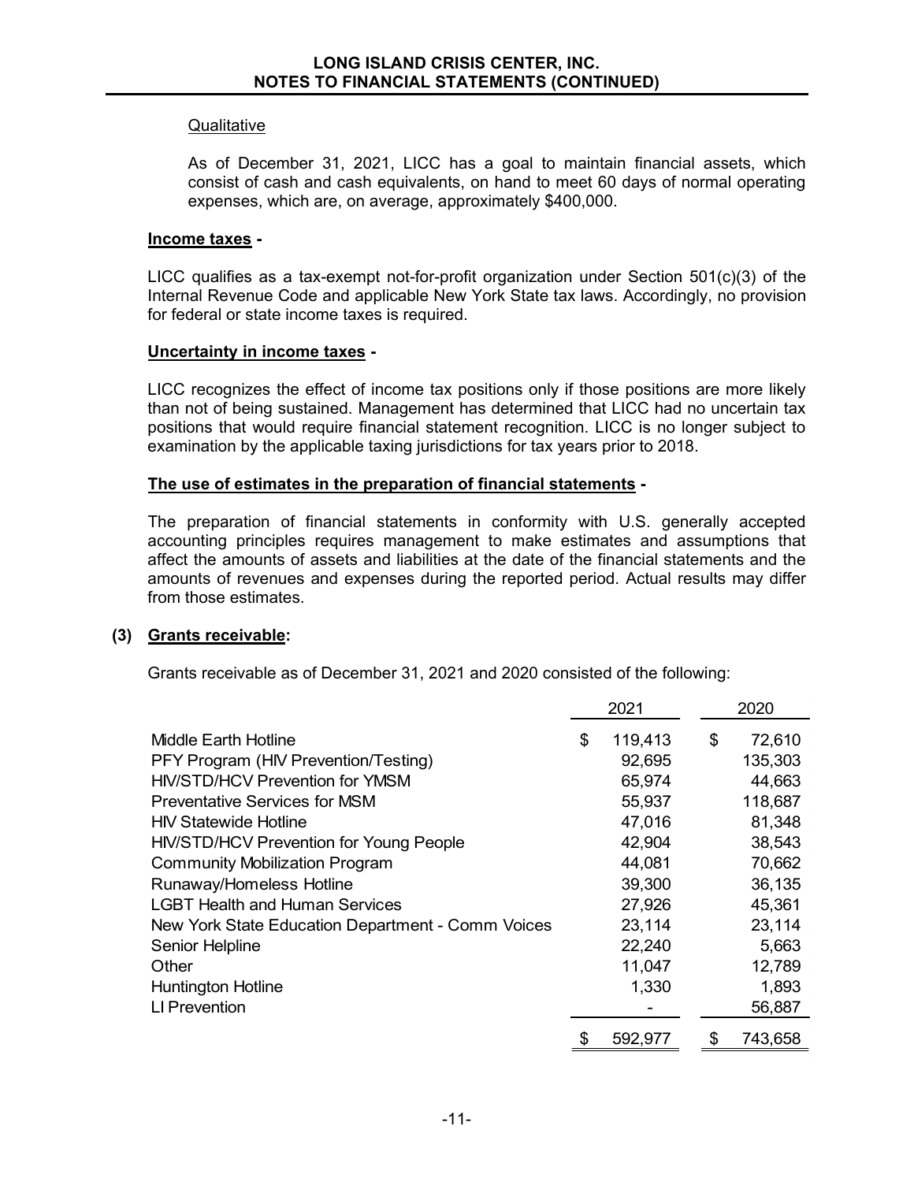Qualitative

As of December 31, 2021, LICC has a goal to maintain financial assets, which consist of cash and cash equivalents, on hand to meet 60 days of normal operating expenses, which are, on average, approximately $400,000.

**Income taxes -**

LICC qualifies as a tax-exempt not-for-profit organization under Section 501(c)(3) of the Internal Revenue Code and applicable New York State tax laws. Accordingly, no provision for federal or state income taxes is required.

**Uncertainty in income taxes -**

LICC recognizes the effect of income tax positions only if those positions are more likely than not of being sustained. Management has determined that LICC had no uncertain tax positions that would require financial statement recognition. LICC is no longer subject to examination by the applicable taxing jurisdictions for tax years prior to 2018.

**The use of estimates in the preparation of financial statements -**

The preparation of financial statements in conformity with U.S. generally accepted accounting principles requires management to make estimates and assumptions that affect the amounts of assets and liabilities at the date of the financial statements and the amounts of revenues and expenses during the reported period. Actual results may differ from those estimates.

## (3) Grants receivable:

Grants receivable as of December 31, 2021 and 2020 consisted of the following:

| | 2021 | 2020 |
|---|---|---|
| Middle Earth Hotline | $ 119,413 | $ 72,610 |
| PFY Program (HIV Prevention/Testing) | 92,695 | 135,303 |
| HIV/STD/HCV Prevention for YMSM | 65,974 | 44,663 |
| Preventative Services for MSM | 55,937 | 118,687 |
| HIV Statewide Hotline | 47,016 | 81,348 |
| HIV/STD/HCV Prevention for Young People | 42,904 | 38,543 |
| Community Mobilization Program | 44,081 | 70,662 |
| Runaway/Homeless Hotline | 39,300 | 36,135 |
| LGBT Health and Human Services | 27,926 | 45,361 |
| New York State Education Department - Comm Voices | 23,114 | 23,114 |
| Senior Helpline | 22,240 | 5,663 |
| Other | 11,047 | 12,789 |
| Huntington Hotline | 1,330 | 1,893 |
| LI Prevention | - | 56,887 |
| | $ 592,977 | $ 743,658 |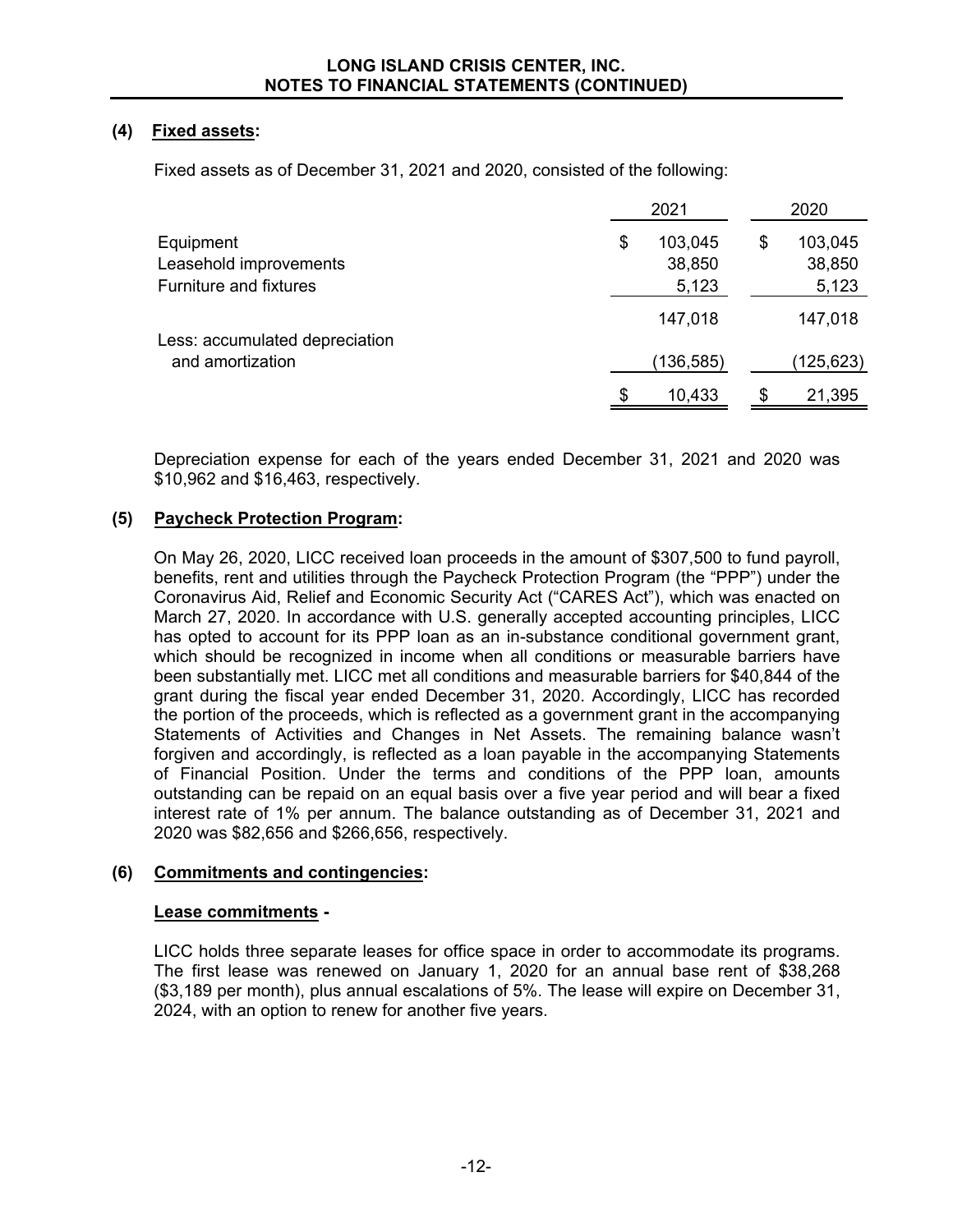## (4) Fixed assets:

Fixed assets as of December 31, 2021 and 2020, consisted of the following:

| | 2021 | 2020 |
|---|---|---|
| Equipment | $ 103,045 | $ 103,045 |
| Leasehold improvements | 38,850 | 38,850 |
| Furniture and fixtures | 5,123 | 5,123 |
| | 147,018 | 147,018 |
| Less: accumulated depreciation and amortization | (136,585) | (125,623) |
| | $ 10,433 | $ 21,395 |

Depreciation expense for each of the years ended December 31, 2021 and 2020 was $10,962 and $16,463, respectively.

## (5) Paycheck Protection Program:

On May 26, 2020, LICC received loan proceeds in the amount of $307,500 to fund payroll, benefits, rent and utilities through the Paycheck Protection Program (the "PPP") under the Coronavirus Aid, Relief and Economic Security Act ("CARES Act"), which was enacted on March 27, 2020. In accordance with U.S. generally accepted accounting principles, LICC has opted to account for its PPP loan as an in-substance conditional government grant, which should be recognized in income when all conditions or measurable barriers have been substantially met. LICC met all conditions and measurable barriers for $40,844 of the grant during the fiscal year ended December 31, 2020. Accordingly, LICC has recorded the portion of the proceeds, which is reflected as a government grant in the accompanying Statements of Activities and Changes in Net Assets. The remaining balance wasn't forgiven and accordingly, is reflected as a loan payable in the accompanying Statements of Financial Position. Under the terms and conditions of the PPP loan, amounts outstanding can be repaid on an equal basis over a five year period and will bear a fixed interest rate of 1% per annum. The balance outstanding as of December 31, 2021 and 2020 was $82,656 and $266,656, respectively.

## (6) Commitments and contingencies:

### Lease commitments -

LICC holds three separate leases for office space in order to accommodate its programs. The first lease was renewed on January 1, 2020 for an annual base rent of $38,268 ($3,189 per month), plus annual escalations of 5%. The lease will expire on December 31, 2024, with an option to renew for another five years.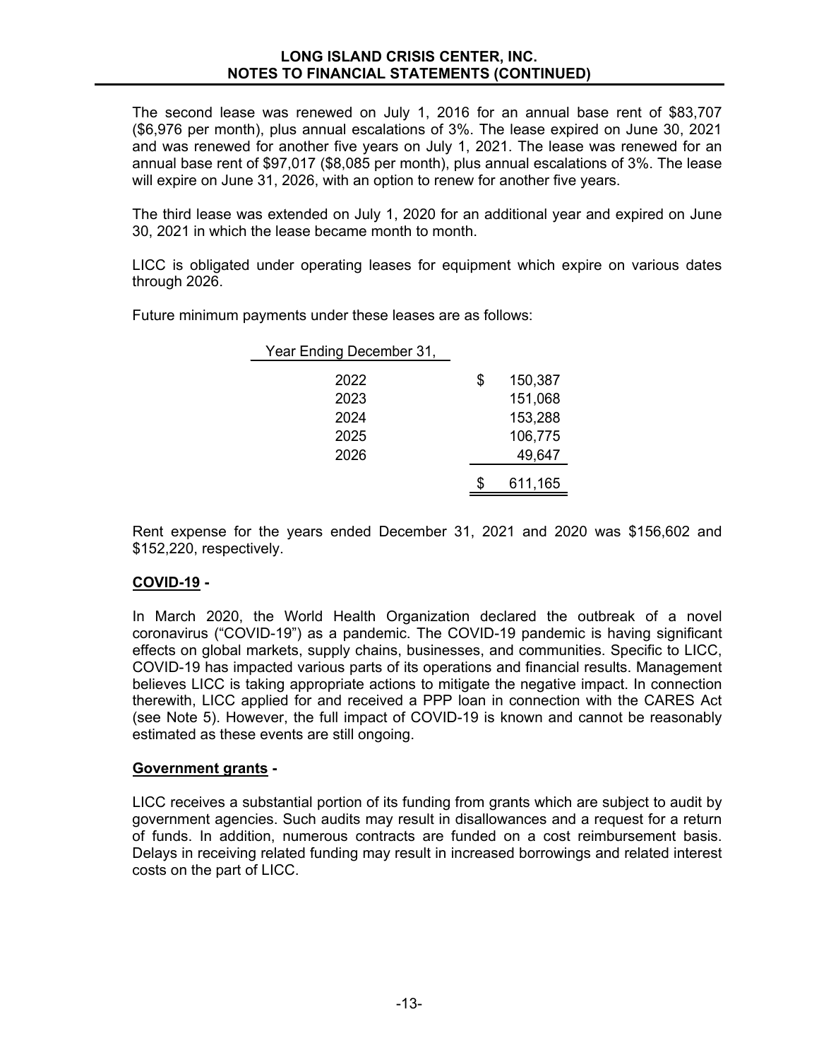The second lease was renewed on July 1, 2016 for an annual base rent of $83,707 ($6,976 per month), plus annual escalations of 3%. The lease expired on June 30, 2021 and was renewed for another five years on July 1, 2021. The lease was renewed for an annual base rent of $97,017 ($8,085 per month), plus annual escalations of 3%. The lease will expire on June 31, 2026, with an option to renew for another five years.

The third lease was extended on July 1, 2020 for an additional year and expired on June 30, 2021 in which the lease became month to month.

LICC is obligated under operating leases for equipment which expire on various dates through 2026.

Future minimum payments under these leases are as follows:

| Year Ending December 31, | |
|---|---|
| 2022 | $ 150,387 |
| 2023 | 151,068 |
| 2024 | 153,288 |
| 2025 | 106,775 |
| 2026 | 49,647 |
| | $ 611,165 |

Rent expense for the years ended December 31, 2021 and 2020 was $156,602 and $152,220, respectively.

**COVID-19 -**

In March 2020, the World Health Organization declared the outbreak of a novel coronavirus ("COVID-19") as a pandemic. The COVID-19 pandemic is having significant effects on global markets, supply chains, businesses, and communities. Specific to LICC, COVID-19 has impacted various parts of its operations and financial results. Management believes LICC is taking appropriate actions to mitigate the negative impact. In connection therewith, LICC applied for and received a PPP loan in connection with the CARES Act (see Note 5). However, the full impact of COVID-19 is known and cannot be reasonably estimated as these events are still ongoing.

**Government grants -**

LICC receives a substantial portion of its funding from grants which are subject to audit by government agencies. Such audits may result in disallowances and a request for a return of funds. In addition, numerous contracts are funded on a cost reimbursement basis. Delays in receiving related funding may result in increased borrowings and related interest costs on the part of LICC.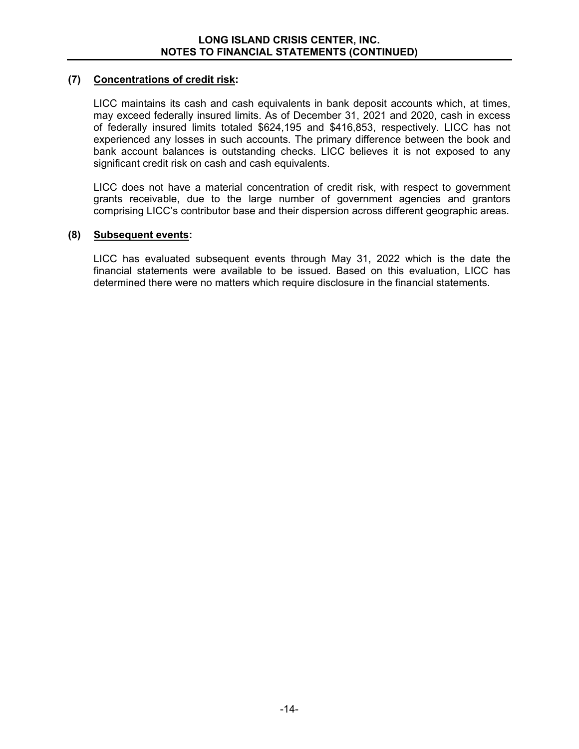### (7) Concentrations of credit risk:

LICC maintains its cash and cash equivalents in bank deposit accounts which, at times, may exceed federally insured limits. As of December 31, 2021 and 2020, cash in excess of federally insured limits totaled $624,195 and $416,853, respectively. LICC has not experienced any losses in such accounts. The primary difference between the book and bank account balances is outstanding checks. LICC believes it is not exposed to any significant credit risk on cash and cash equivalents.

LICC does not have a material concentration of credit risk, with respect to government grants receivable, due to the large number of government agencies and grantors comprising LICC's contributor base and their dispersion across different geographic areas.

### (8) Subsequent events:

LICC has evaluated subsequent events through May 31, 2022 which is the date the financial statements were available to be issued. Based on this evaluation, LICC has determined there were no matters which require disclosure in the financial statements.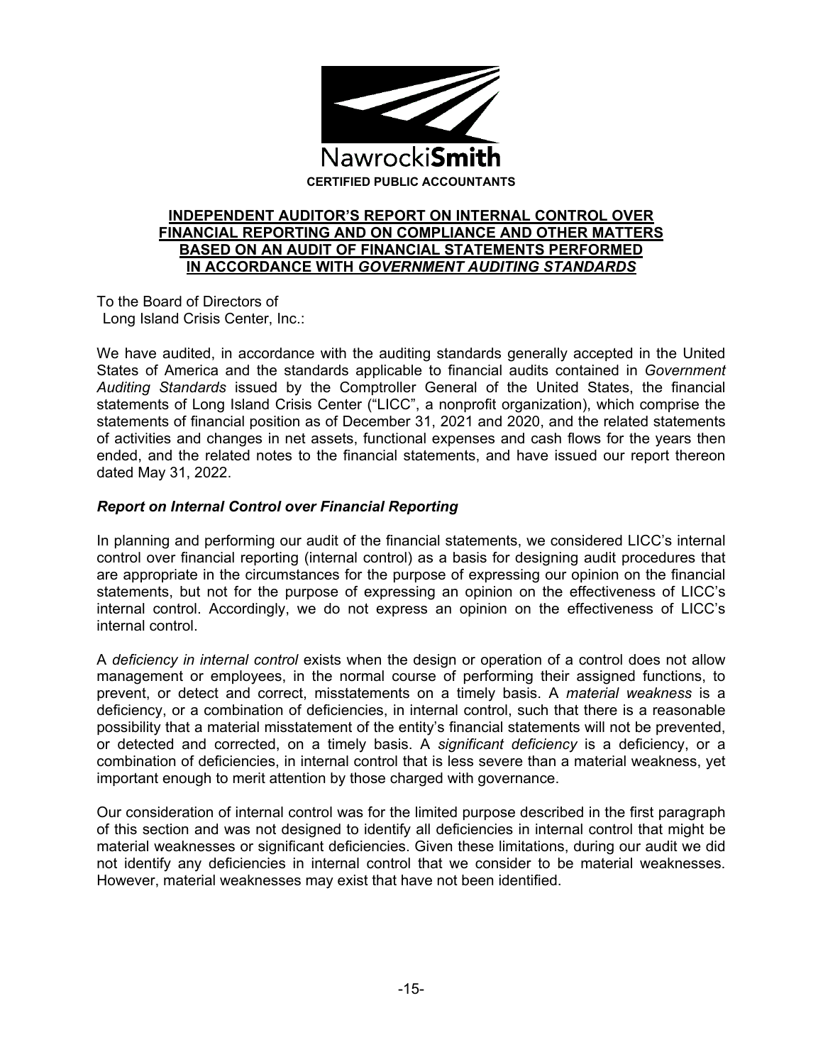NawrockiSmith

CERTIFIED PUBLIC ACCOUNTANTS

## INDEPENDENT AUDITOR'S REPORT ON INTERNAL CONTROL OVER FINANCIAL REPORTING AND ON COMPLIANCE AND OTHER MATTERS BASED ON AN AUDIT OF FINANCIAL STATEMENTS PERFORMED IN ACCORDANCE WITH *GOVERNMENT AUDITING STANDARDS*

To the Board of Directors of
Long Island Crisis Center, Inc.:

We have audited, in accordance with the auditing standards generally accepted in the United States of America and the standards applicable to financial audits contained in *Government Auditing Standards* issued by the Comptroller General of the United States, the financial statements of Long Island Crisis Center ("LICC", a nonprofit organization), which comprise the statements of financial position as of December 31, 2021 and 2020, and the related statements of activities and changes in net assets, functional expenses and cash flows for the years then ended, and the related notes to the financial statements, and have issued our report thereon dated May 31, 2022.

### *Report on Internal Control over Financial Reporting*

In planning and performing our audit of the financial statements, we considered LICC's internal control over financial reporting (internal control) as a basis for designing audit procedures that are appropriate in the circumstances for the purpose of expressing our opinion on the financial statements, but not for the purpose of expressing an opinion on the effectiveness of LICC's internal control. Accordingly, we do not express an opinion on the effectiveness of LICC's internal control.

A *deficiency in internal control* exists when the design or operation of a control does not allow management or employees, in the normal course of performing their assigned functions, to prevent, or detect and correct, misstatements on a timely basis. A *material weakness* is a deficiency, or a combination of deficiencies, in internal control, such that there is a reasonable possibility that a material misstatement of the entity's financial statements will not be prevented, or detected and corrected, on a timely basis. A *significant deficiency* is a deficiency, or a combination of deficiencies, in internal control that is less severe than a material weakness, yet important enough to merit attention by those charged with governance.

Our consideration of internal control was for the limited purpose described in the first paragraph of this section and was not designed to identify all deficiencies in internal control that might be material weaknesses or significant deficiencies. Given these limitations, during our audit we did not identify any deficiencies in internal control that we consider to be material weaknesses. However, material weaknesses may exist that have not been identified.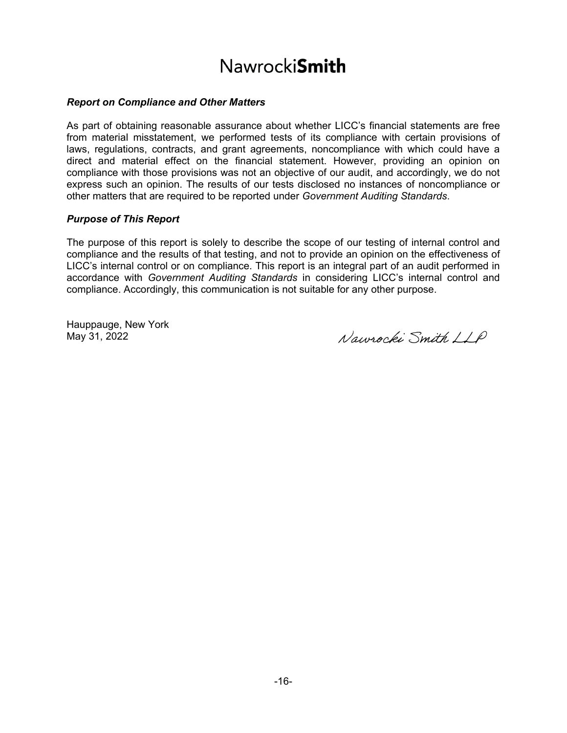NawrockiSmith

***Report on Compliance and Other Matters***

As part of obtaining reasonable assurance about whether LICC's financial statements are free from material misstatement, we performed tests of its compliance with certain provisions of laws, regulations, contracts, and grant agreements, noncompliance with which could have a direct and material effect on the financial statement. However, providing an opinion on compliance with those provisions was not an objective of our audit, and accordingly, we do not express such an opinion. The results of our tests disclosed no instances of noncompliance or other matters that are required to be reported under *Government Auditing Standards*.

***Purpose of This Report***

The purpose of this report is solely to describe the scope of our testing of internal control and compliance and the results of that testing, and not to provide an opinion on the effectiveness of LICC's internal control or on compliance. This report is an integral part of an audit performed in accordance with *Government Auditing Standards* in considering LICC's internal control and compliance. Accordingly, this communication is not suitable for any other purpose.

Hauppauge, New York
May 31, 2022

Nawrocki Smith LLP